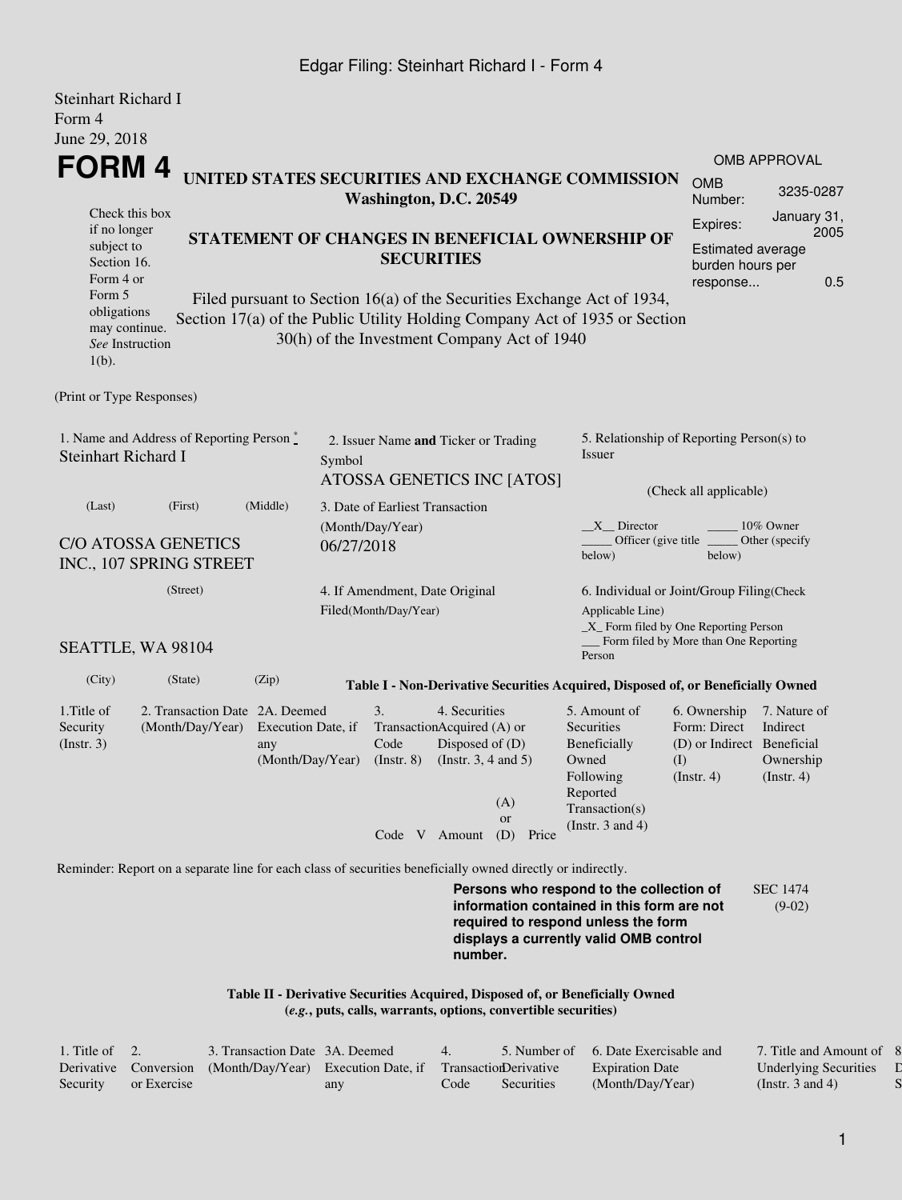Steinhart Richard I
Form 4
June 29, 2018

# FORM 4

**UNITED STATES SECURITIES AND EXCHANGE COMMISSION**
**Washington, D.C. 20549**

**STATEMENT OF CHANGES IN BENEFICIAL OWNERSHIP OF SECURITIES**

Filed pursuant to Section 16(a) of the Securities Exchange Act of 1934, Section 17(a) of the Public Utility Holding Company Act of 1935 or Section 30(h) of the Investment Company Act of 1940

Check this box if no longer subject to Section 16. Form 4 or Form 5 obligations may continue. *See* Instruction 1(b).

| OMB APPROVAL | |
|---|---|
| OMB Number: | 3235-0287 |
| Expires: | January 31, 2005 |
| Estimated average burden hours per response... | 0.5 |

(Print or Type Responses)

| 1. Name and Address of Reporting Person * | 2. Issuer Name **and** Ticker or Trading Symbol | 5. Relationship of Reporting Person(s) to Issuer |
|---|---|---|
| Steinhart Richard I | ATOSSA GENETICS INC [ATOS] | (Check all applicable) |
| (Last) (First) (Middle) | 3. Date of Earliest Transaction (Month/Day/Year) | __X__ Director _____ 10% Owner |
| C/O ATOSSA GENETICS INC., 107 SPRING STREET | 06/27/2018 | _____ Officer (give title below) _____ Other (specify below) |
| (Street) | 4. If Amendment, Date Original Filed(Month/Day/Year) | 6. Individual or Joint/Group Filing(Check Applicable Line) |
| SEATTLE, WA 98104 | | _X_ Form filed by One Reporting Person |
| (City) (State) (Zip) | | ___ Form filed by More than One Reporting Person |

**Table I - Non-Derivative Securities Acquired, Disposed of, or Beneficially Owned**

| 1.Title of Security (Instr. 3) | 2. Transaction Date (Month/Day/Year) | 2A. Deemed Execution Date, if any (Month/Day/Year) | 3. Transaction Code (Instr. 8) | | 4. Securities Acquired (A) or Disposed of (D) (Instr. 3, 4 and 5) | | | 5. Amount of Securities Beneficially Owned Following Reported Transaction(s) (Instr. 3 and 4) | 6. Ownership Form: Direct (D) or Indirect (I) (Instr. 4) | 7. Nature of Indirect Beneficial Ownership (Instr. 4) |
|---|---|---|---|---|---|---|---|---|---|---|
| | | | Code | V | Amount | (A) or (D) | Price | | | |

Reminder: Report on a separate line for each class of securities beneficially owned directly or indirectly.

**Persons who respond to the collection of information contained in this form are not required to respond unless the form displays a currently valid OMB control number.**

SEC 1474 (9-02)

**Table II - Derivative Securities Acquired, Disposed of, or Beneficially Owned**
**(*e.g.*, puts, calls, warrants, options, convertible securities)**

| 1. Title of Derivative Security | 2. Conversion or Exercise | 3. Transaction Date (Month/Day/Year) | 3A. Deemed Execution Date, if any | 4. Transaction Code | 5. Number of Derivative Securities | 6. Date Exercisable and Expiration Date (Month/Day/Year) | 7. Title and Amount of Underlying Securities (Instr. 3 and 4) | 8 D S |
|---|---|---|---|---|---|---|---|---|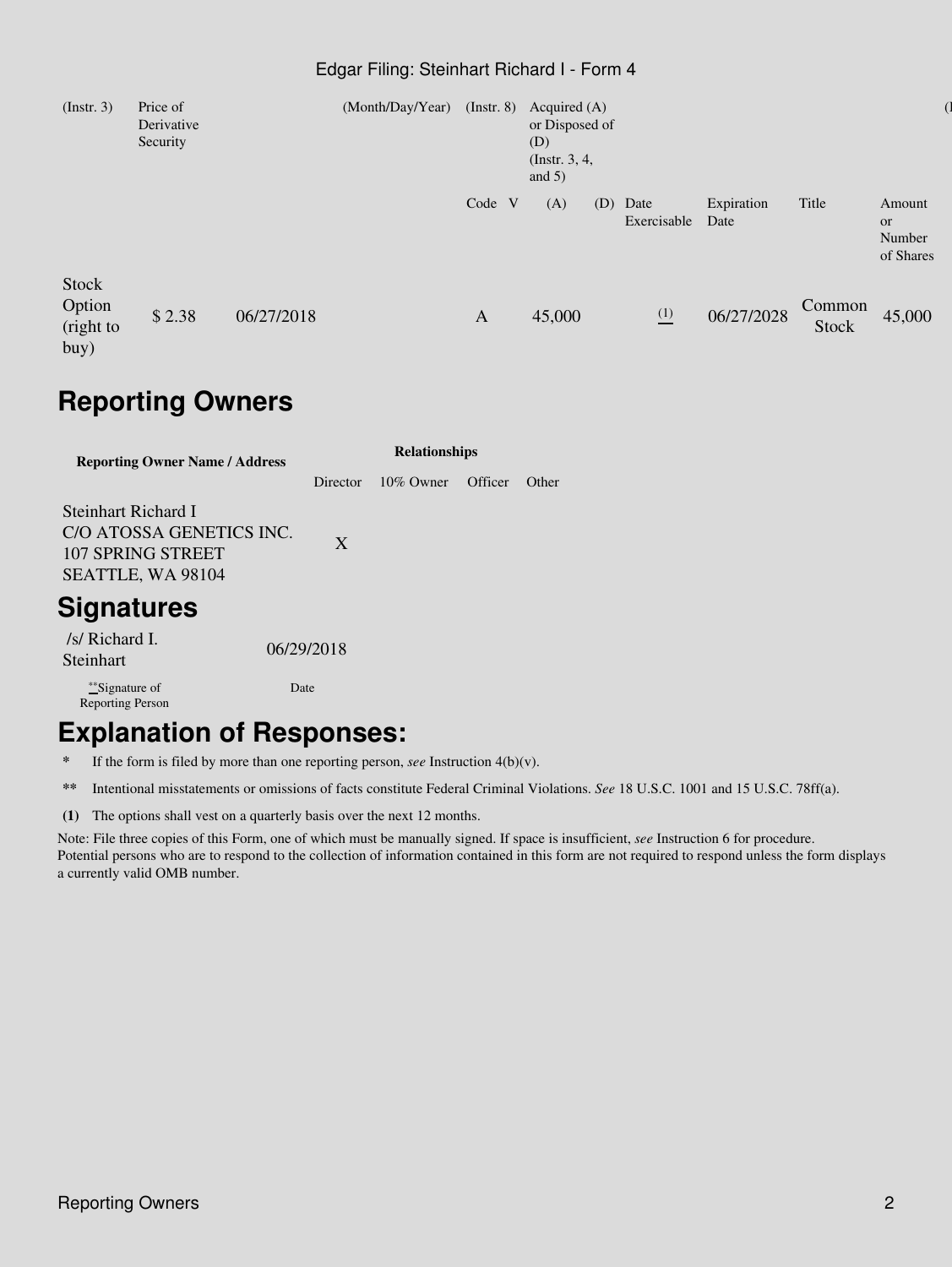| (Instr. 3) | Price of Derivative Security | (Month/Day/Year) | | (Instr. 8) | | Acquired (A) or Disposed of (D) (Instr. 3, 4, and 5) | | | | | |
|---|---|---|---|---|---|---|---|---|---|---|---|
| | | | | Code | V | (A) | (D) | Date Exercisable | Expiration Date | Title | Amount or Number of Shares |
| Stock Option (right to buy) | $ 2.38 | 06/27/2018 | | A | | 45,000 | | (1) | 06/27/2028 | Common Stock | 45,000 |

## Reporting Owners

| Reporting Owner Name / Address | Relationships | | | |
|---|---|---|---|---|
| | Director | 10% Owner | Officer | Other |
| Steinhart Richard I<br>C/O ATOSSA GENETICS INC.<br>107 SPRING STREET<br>SEATTLE, WA 98104 | X | | | |

## Signatures

| | |
|---|---|
| /s/ Richard I. Steinhart | 06/29/2018 |
| **Signature of Reporting Person | Date |

## Explanation of Responses:

* If the form is filed by more than one reporting person, *see* Instruction 4(b)(v).

** Intentional misstatements or omissions of facts constitute Federal Criminal Violations. *See* 18 U.S.C. 1001 and 15 U.S.C. 78ff(a).

(1) The options shall vest on a quarterly basis over the next 12 months.

Note: File three copies of this Form, one of which must be manually signed. If space is insufficient, *see* Instruction 6 for procedure.
Potential persons who are to respond to the collection of information contained in this form are not required to respond unless the form displays a currently valid OMB number.